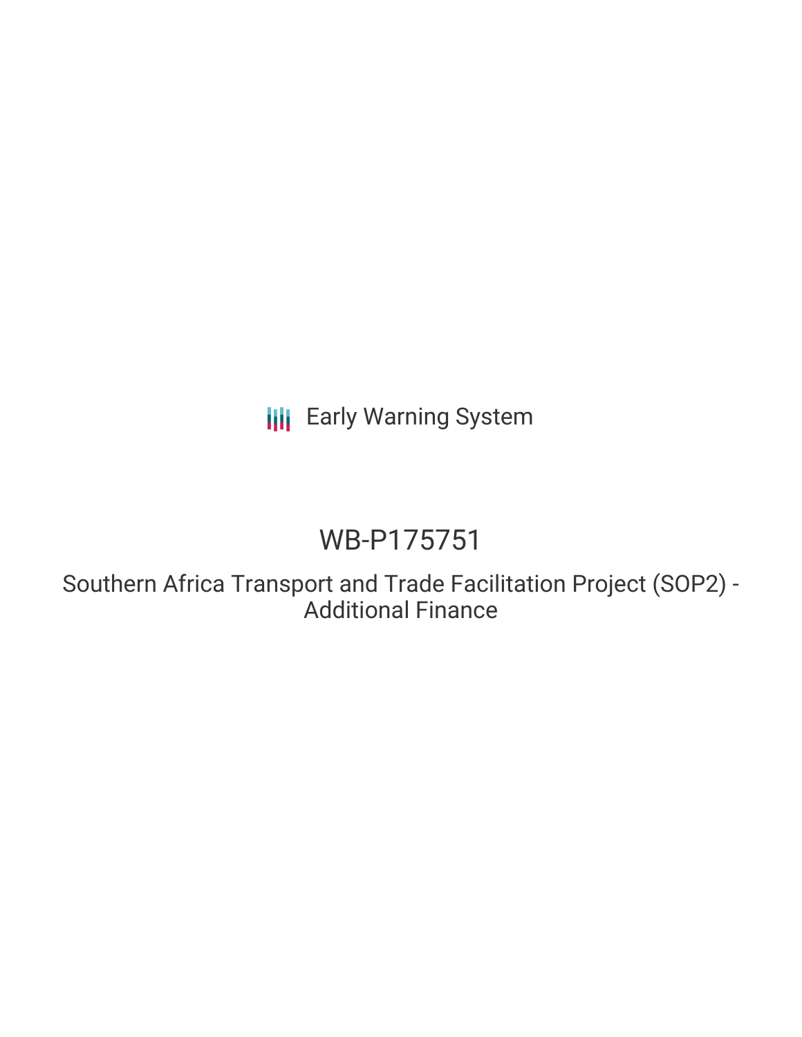Early Warning System

# WB-P175751

## Southern Africa Transport and Trade Facilitation Project (SOP2) - Additional Finance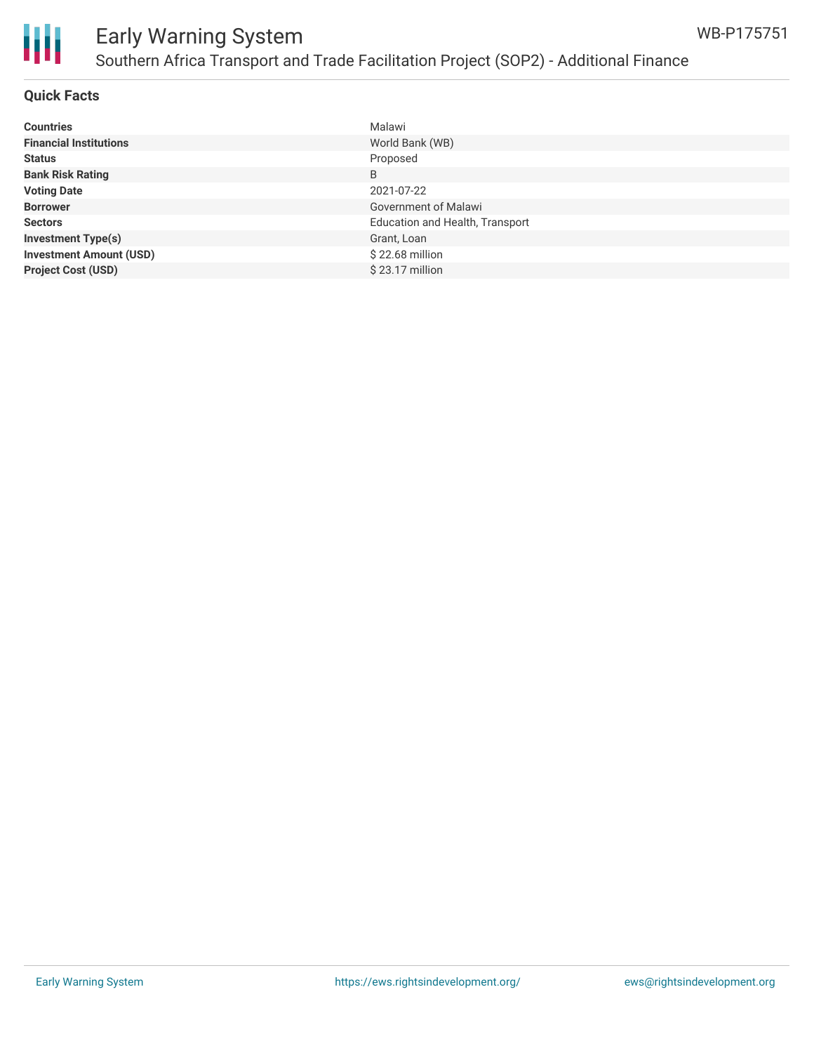## Quick Facts

| | |
|---|---|
| **Countries** | Malawi |
| **Financial Institutions** | World Bank (WB) |
| **Status** | Proposed |
| **Bank Risk Rating** | B |
| **Voting Date** | 2021-07-22 |
| **Borrower** | Government of Malawi |
| **Sectors** | Education and Health, Transport |
| **Investment Type(s)** | Grant, Loan |
| **Investment Amount (USD)** | $ 22.68 million |
| **Project Cost (USD)** | $ 23.17 million |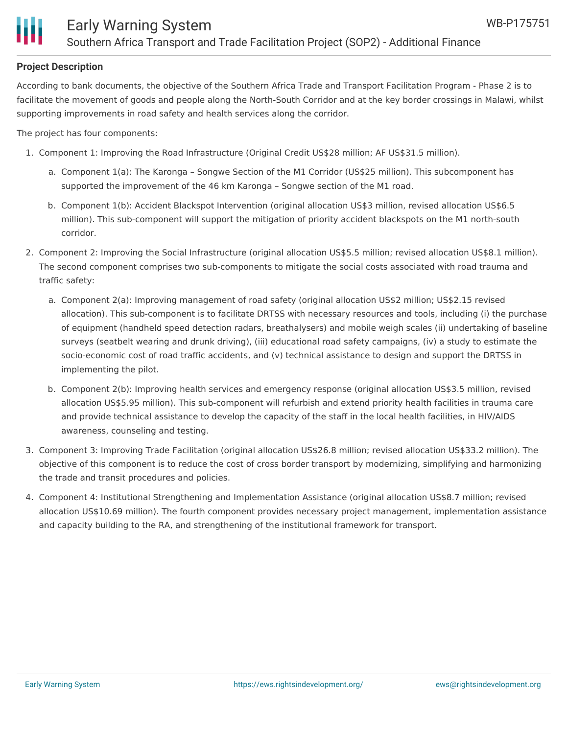**Project Description**

According to bank documents, the objective of the Southern Africa Trade and Transport Facilitation Program - Phase 2 is to facilitate the movement of goods and people along the North-South Corridor and at the key border crossings in Malawi, whilst supporting improvements in road safety and health services along the corridor.

The project has four components:

1. Component 1: Improving the Road Infrastructure (Original Credit US$28 million; AF US$31.5 million).
    a. Component 1(a): The Karonga – Songwe Section of the M1 Corridor (US$25 million). This subcomponent has supported the improvement of the 46 km Karonga – Songwe section of the M1 road.
    b. Component 1(b): Accident Blackspot Intervention (original allocation US$3 million, revised allocation US$6.5 million). This sub-component will support the mitigation of priority accident blackspots on the M1 north-south corridor.
2. Component 2: Improving the Social Infrastructure (original allocation US$5.5 million; revised allocation US$8.1 million). The second component comprises two sub-components to mitigate the social costs associated with road trauma and traffic safety:
    a. Component 2(a): Improving management of road safety (original allocation US$2 million; US$2.15 revised allocation). This sub-component is to facilitate DRTSS with necessary resources and tools, including (i) the purchase of equipment (handheld speed detection radars, breathalysers) and mobile weigh scales (ii) undertaking of baseline surveys (seatbelt wearing and drunk driving), (iii) educational road safety campaigns, (iv) a study to estimate the socio-economic cost of road traffic accidents, and (v) technical assistance to design and support the DRTSS in implementing the pilot.
    b. Component 2(b): Improving health services and emergency response (original allocation US$3.5 million, revised allocation US$5.95 million). This sub-component will refurbish and extend priority health facilities in trauma care and provide technical assistance to develop the capacity of the staff in the local health facilities, in HIV/AIDS awareness, counseling and testing.
3. Component 3: Improving Trade Facilitation (original allocation US$26.8 million; revised allocation US$33.2 million). The objective of this component is to reduce the cost of cross border transport by modernizing, simplifying and harmonizing the trade and transit procedures and policies.
4. Component 4: Institutional Strengthening and Implementation Assistance (original allocation US$8.7 million; revised allocation US$10.69 million). The fourth component provides necessary project management, implementation assistance and capacity building to the RA, and strengthening of the institutional framework for transport.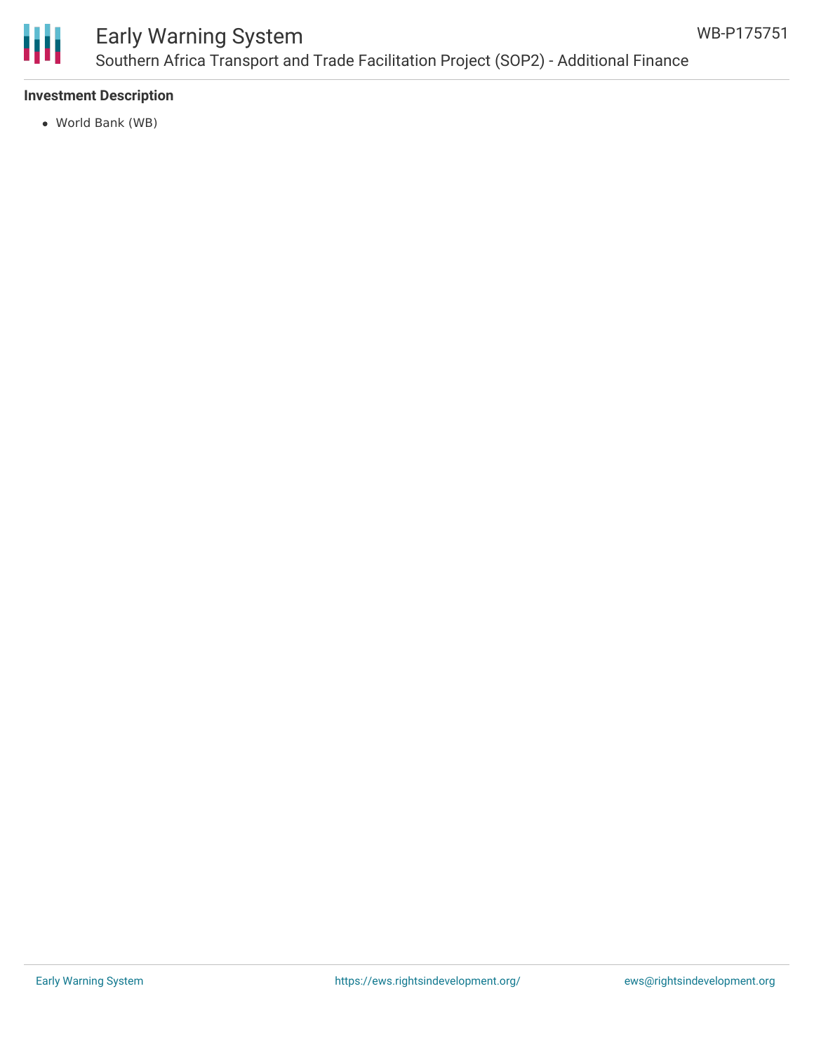### Investment Description

- World Bank (WB)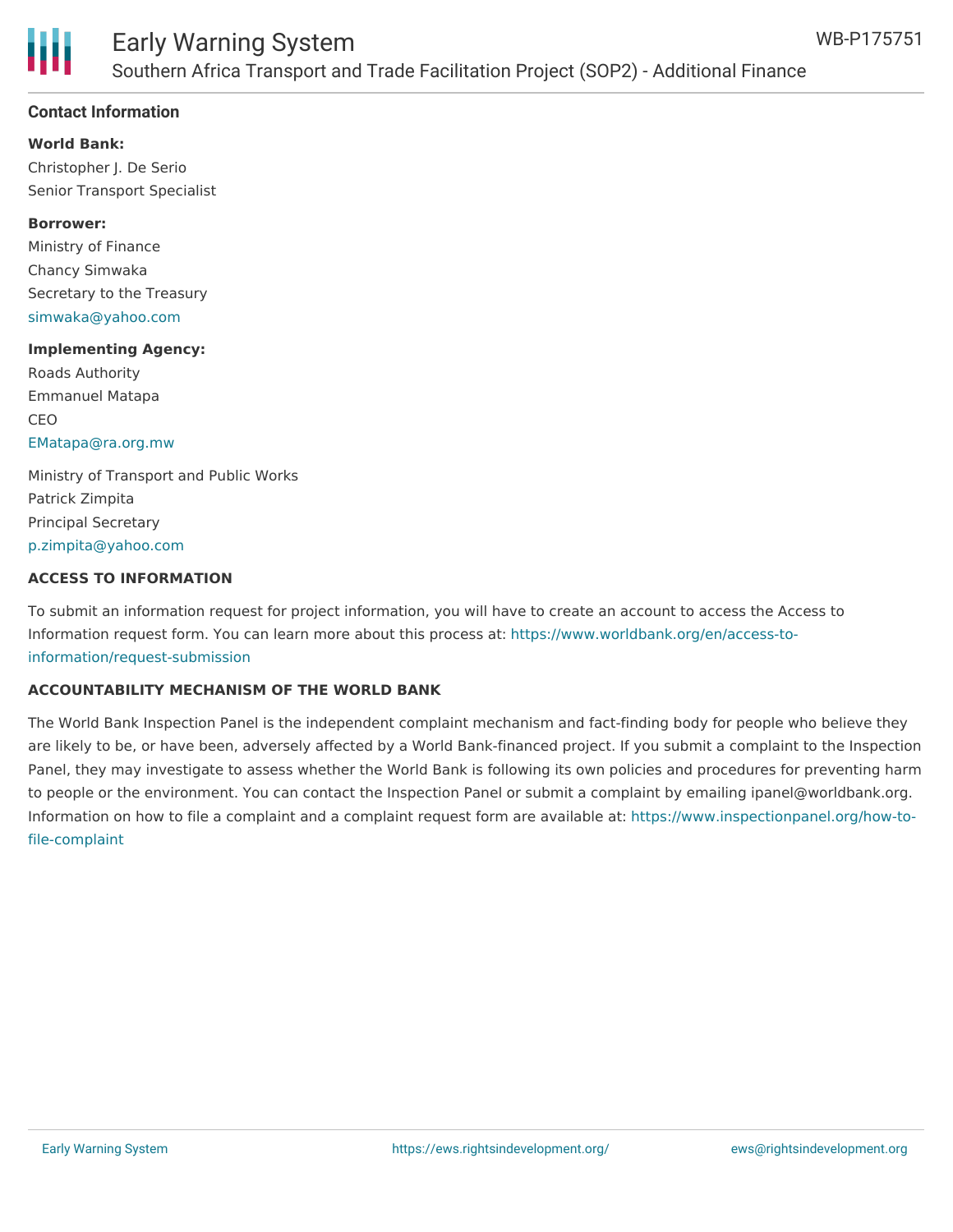## Contact Information

**World Bank:**

Christopher J. De Serio

Senior Transport Specialist

**Borrower:**

Ministry of Finance

Chancy Simwaka

Secretary to the Treasury

simwaka@yahoo.com

**Implementing Agency:**

Roads Authority

Emmanuel Matapa

CEO

EMatapa@ra.org.mw

Ministry of Transport and Public Works

Patrick Zimpita

Principal Secretary

p.zimpita@yahoo.com

### ACCESS TO INFORMATION

To submit an information request for project information, you will have to create an account to access the Access to Information request form. You can learn more about this process at: https://www.worldbank.org/en/access-to-information/request-submission

### ACCOUNTABILITY MECHANISM OF THE WORLD BANK

The World Bank Inspection Panel is the independent complaint mechanism and fact-finding body for people who believe they are likely to be, or have been, adversely affected by a World Bank-financed project. If you submit a complaint to the Inspection Panel, they may investigate to assess whether the World Bank is following its own policies and procedures for preventing harm to people or the environment. You can contact the Inspection Panel or submit a complaint by emailing ipanel@worldbank.org. Information on how to file a complaint and a complaint request form are available at: https://www.inspectionpanel.org/how-to-file-complaint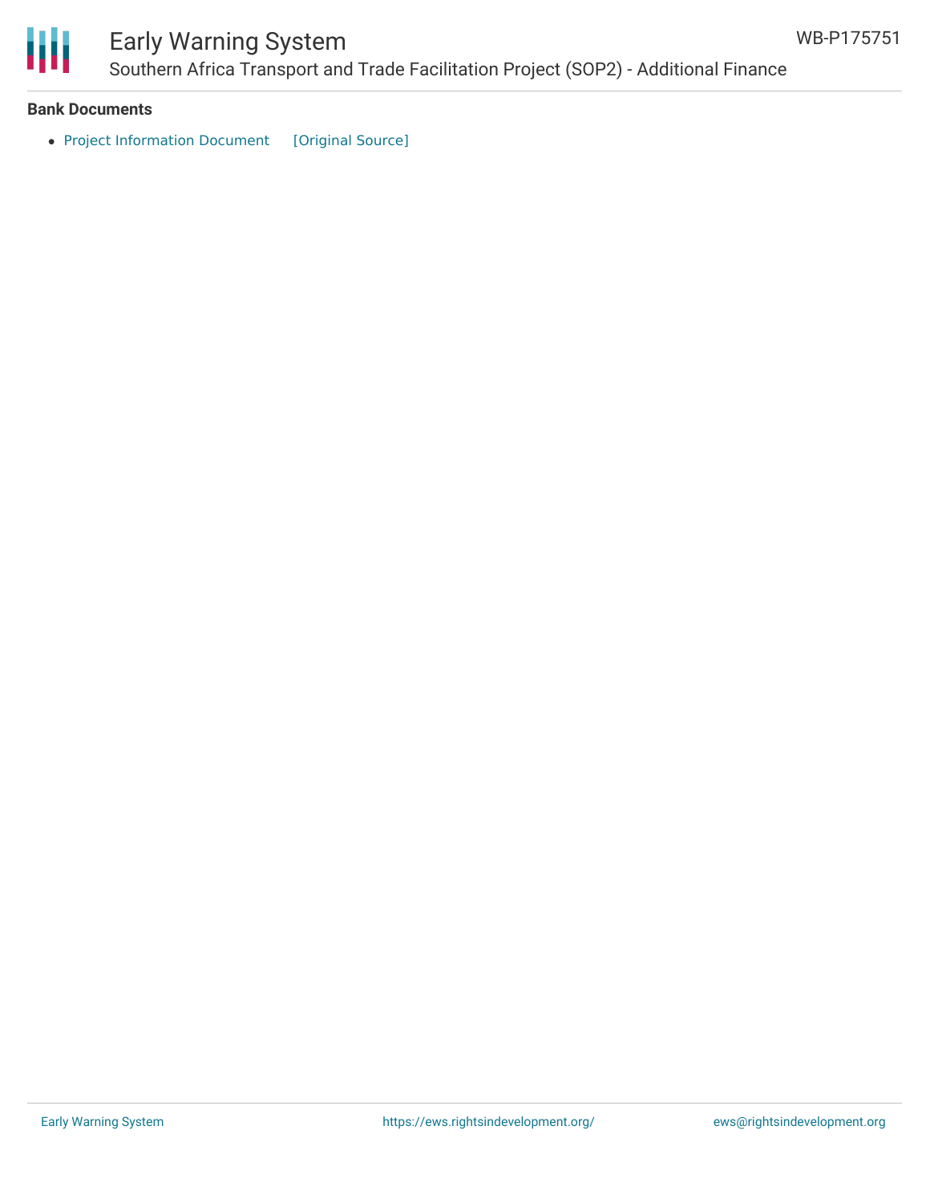**Bank Documents**

- Project Information Document [Original Source]